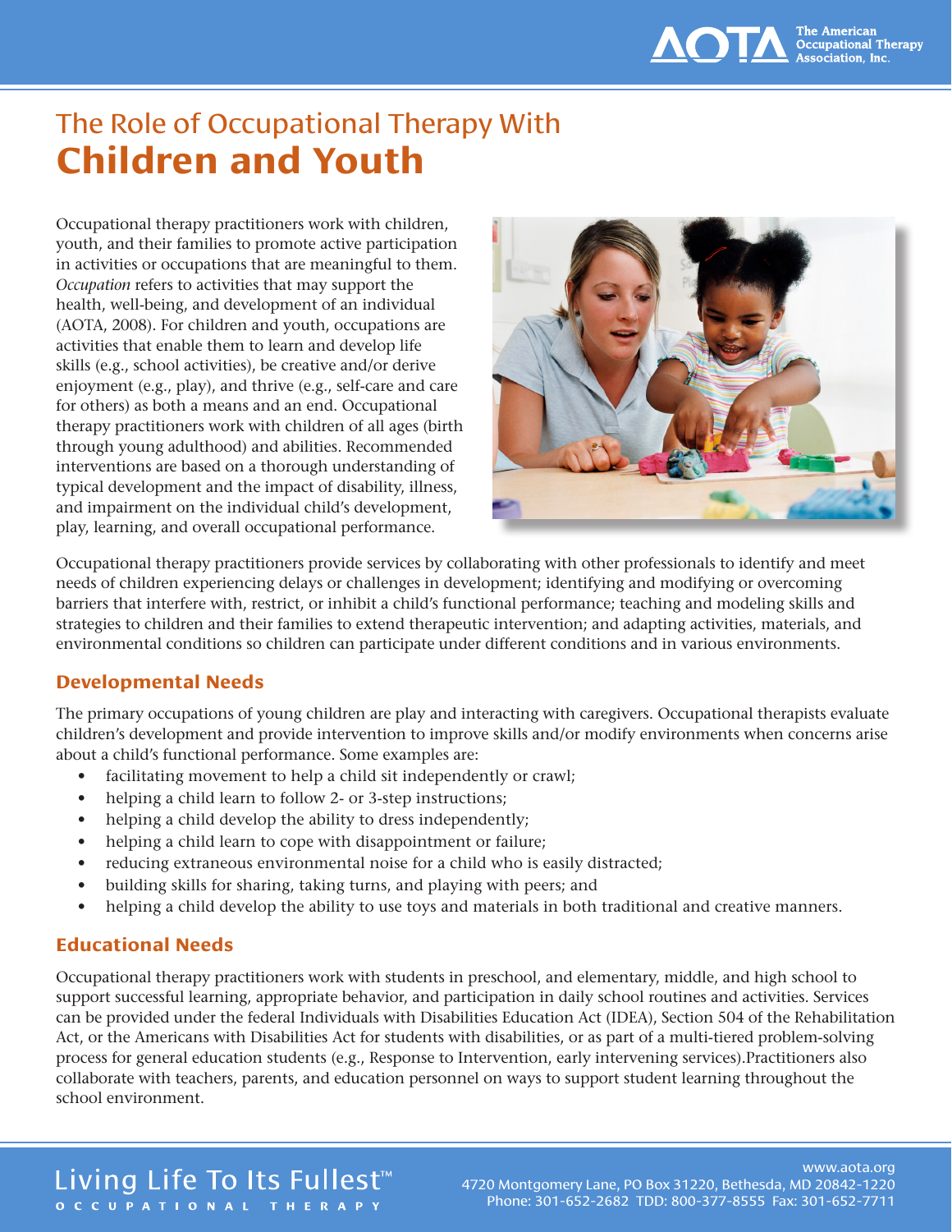# The Role of Occupational Therapy With **Children and Youth**

Occupational therapy practitioners work with children, youth, and their families to promote active participation in activities or occupations that are meaningful to them. *Occupation* refers to activities that may support the health, well-being, and development of an individual (AOTA, 2008). For children and youth, occupations are activities that enable them to learn and develop life skills (e.g., school activities), be creative and/or derive enjoyment (e.g., play), and thrive (e.g., self-care and care for others) as both a means and an end. Occupational therapy practitioners work with children of all ages (birth through young adulthood) and abilities. Recommended interventions are based on a thorough understanding of typical development and the impact of disability, illness, and impairment on the individual child's development, play, learning, and overall occupational performance.

Occupational therapy practitioners provide services by collaborating with other professionals to identify and meet needs of children experiencing delays or challenges in development; identifying and modifying or overcoming barriers that interfere with, restrict, or inhibit a child's functional performance; teaching and modeling skills and strategies to children and their families to extend therapeutic intervention; and adapting activities, materials, and environmental conditions so children can participate under different conditions and in various environments.

## Developmental Needs

The primary occupations of young children are play and interacting with caregivers. Occupational therapists evaluate children's development and provide intervention to improve skills and/or modify environments when concerns arise about a child's functional performance. Some examples are:

- facilitating movement to help a child sit independently or crawl;
- helping a child learn to follow 2- or 3-step instructions;
- helping a child develop the ability to dress independently;
- helping a child learn to cope with disappointment or failure;
- reducing extraneous environmental noise for a child who is easily distracted;
- building skills for sharing, taking turns, and playing with peers; and
- helping a child develop the ability to use toys and materials in both traditional and creative manners.

## Educational Needs

Occupational therapy practitioners work with students in preschool, and elementary, middle, and high school to support successful learning, appropriate behavior, and participation in daily school routines and activities. Services can be provided under the federal Individuals with Disabilities Education Act (IDEA), Section 504 of the Rehabilitation Act, or the Americans with Disabilities Act for students with disabilities, or as part of a multi-tiered problem-solving process for general education students (e.g., Response to Intervention, early intervening services).Practitioners also collaborate with teachers, parents, and education personnel on ways to support student learning throughout the school environment.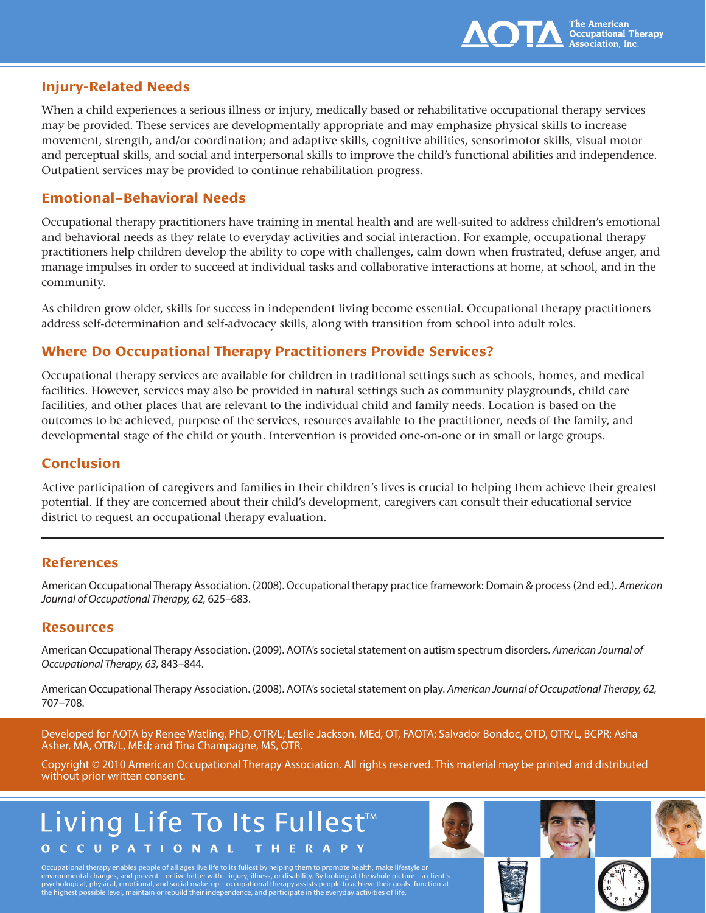## Injury-Related Needs

When a child experiences a serious illness or injury, medically based or rehabilitative occupational therapy services may be provided. These services are developmentally appropriate and may emphasize physical skills to increase movement, strength, and/or coordination; and adaptive skills, cognitive abilities, sensorimotor skills, visual motor and perceptual skills, and social and interpersonal skills to improve the child's functional abilities and independence. Outpatient services may be provided to continue rehabilitation progress.

## Emotional–Behavioral Needs

Occupational therapy practitioners have training in mental health and are well-suited to address children's emotional and behavioral needs as they relate to everyday activities and social interaction. For example, occupational therapy practitioners help children develop the ability to cope with challenges, calm down when frustrated, defuse anger, and manage impulses in order to succeed at individual tasks and collaborative interactions at home, at school, and in the community.

As children grow older, skills for success in independent living become essential. Occupational therapy practitioners address self-determination and self-advocacy skills, along with transition from school into adult roles.

## Where Do Occupational Therapy Practitioners Provide Services?

Occupational therapy services are available for children in traditional settings such as schools, homes, and medical facilities. However, services may also be provided in natural settings such as community playgrounds, child care facilities, and other places that are relevant to the individual child and family needs. Location is based on the outcomes to be achieved, purpose of the services, resources available to the practitioner, needs of the family, and developmental stage of the child or youth. Intervention is provided one-on-one or in small or large groups.

## Conclusion

Active participation of caregivers and families in their children's lives is crucial to helping them achieve their greatest potential. If they are concerned about their child's development, caregivers can consult their educational service district to request an occupational therapy evaluation.

---

## References

American Occupational Therapy Association. (2008). Occupational therapy practice framework: Domain & process (2nd ed.). *American Journal of Occupational Therapy, 62,* 625–683.

## Resources

American Occupational Therapy Association. (2009). AOTA's societal statement on autism spectrum disorders. *American Journal of Occupational Therapy, 63,* 843–844.

American Occupational Therapy Association. (2008). AOTA's societal statement on play. *American Journal of Occupational Therapy, 62,* 707–708.

Developed for AOTA by Renee Watling, PhD, OTR/L; Leslie Jackson, MEd, OT, FAOTA; Salvador Bondoc, OTD, OTR/L, BCPR; Asha Asher, MA, OTR/L, MEd; and Tina Champagne, MS, OTR.

Copyright © 2010 American Occupational Therapy Association. All rights reserved. This material may be printed and distributed without prior written consent.

Living Life To Its Fullest™

OCCUPATIONAL THERAPY

Occupational therapy enables people of all ages live life to its fullest by helping them to promote health, make lifestyle or environmental changes, and prevent—or live better with—injury, illness, or disability. By looking at the whole picture—a client's psychological, physical, emotional, and social make-up—occupational therapy assists people to achieve their goals, function at the highest possible level, maintain or rebuild their independence, and participate in the everyday activities of life.